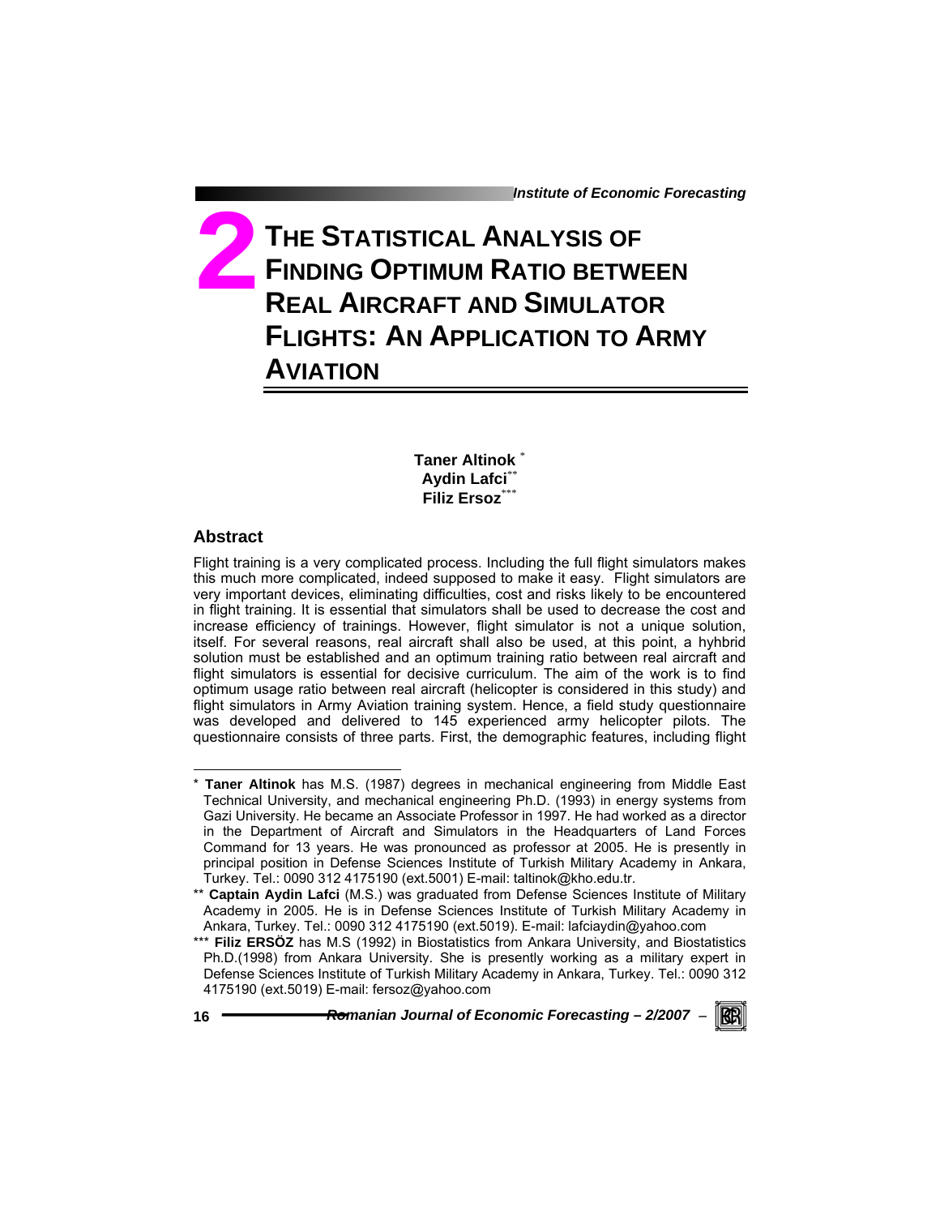# 2 THE STATISTICAL ANALYSIS OF FINDING OPTIMUM RATIO BETWEEN REAL AIRCRAFT AND SIMULATOR FLIGHTS: AN APPLICATION TO ARMY AVIATION

**Taner Altinok** [*]
**Aydin Lafci**[**]
**Filiz Ersoz**[***]

## Abstract

Flight training is a very complicated process. Including the full flight simulators makes this much more complicated, indeed supposed to make it easy. Flight simulators are very important devices, eliminating difficulties, cost and risks likely to be encountered in flight training. It is essential that simulators shall be used to decrease the cost and increase efficiency of trainings. However, flight simulator is not a unique solution, itself. For several reasons, real aircraft shall also be used, at this point, a hyhbrid solution must be established and an optimum training ratio between real aircraft and flight simulators is essential for decisive curriculum. The aim of the work is to find optimum usage ratio between real aircraft (helicopter is considered in this study) and flight simulators in Army Aviation training system. Hence, a field study questionnaire was developed and delivered to 145 experienced army helicopter pilots. The questionnaire consists of three parts. First, the demographic features, including flight

---

[*] **Taner Altinok** has M.S. (1987) degrees in mechanical engineering from Middle East Technical University, and mechanical engineering Ph.D. (1993) in energy systems from Gazi University. He became an Associate Professor in 1997. He had worked as a director in the Department of Aircraft and Simulators in the Headquarters of Land Forces Command for 13 years. He was pronounced as professor at 2005. He is presently in principal position in Defense Sciences Institute of Turkish Military Academy in Ankara, Turkey. Tel.: 0090 312 4175190 (ext.5001) E-mail: taltinok@kho.edu.tr.

[**] **Captain Aydin Lafci** (M.S.) was graduated from Defense Sciences Institute of Military Academy in 2005. He is in Defense Sciences Institute of Turkish Military Academy in Ankara, Turkey. Tel.: 0090 312 4175190 (ext.5019). E-mail: lafciaydin@yahoo.com

[***] **Filiz ERSÖZ** has M.S (1992) in Biostatistics from Ankara University, and Biostatistics Ph.D.(1998) from Ankara University. She is presently working as a military expert in Defense Sciences Institute of Turkish Military Academy in Ankara, Turkey. Tel.: 0090 312 4175190 (ext.5019) E-mail: fersoz@yahoo.com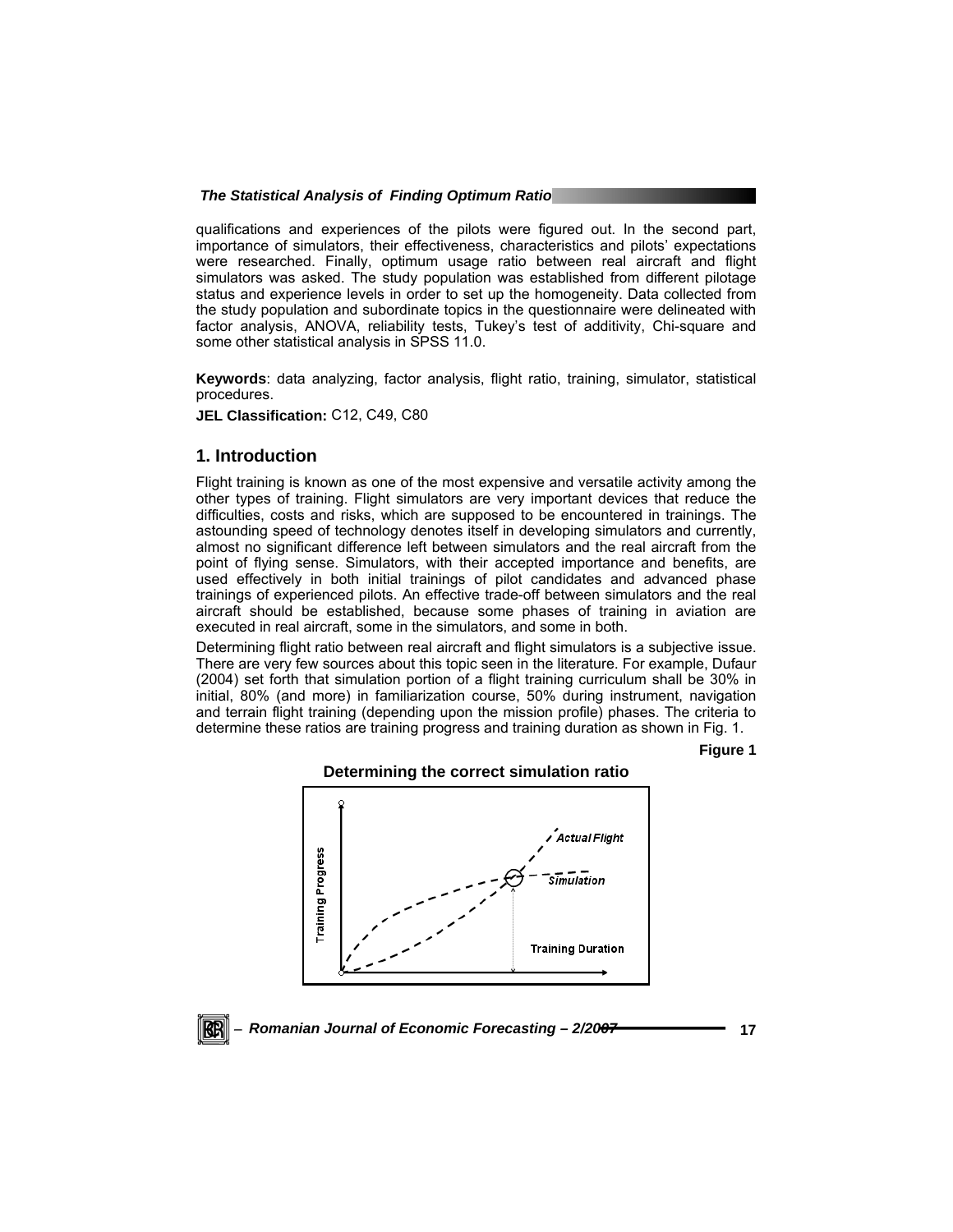qualifications and experiences of the pilots were figured out. In the second part, importance of simulators, their effectiveness, characteristics and pilots' expectations were researched. Finally, optimum usage ratio between real aircraft and flight simulators was asked. The study population was established from different pilotage status and experience levels in order to set up the homogeneity. Data collected from the study population and subordinate topics in the questionnaire were delineated with factor analysis, ANOVA, reliability tests, Tukey's test of additivity, Chi-square and some other statistical analysis in SPSS 11.0.

**Keywords**: data analyzing, factor analysis, flight ratio, training, simulator, statistical procedures.

**JEL Classification:** C12, C49, C80

## 1. Introduction

Flight training is known as one of the most expensive and versatile activity among the other types of training. Flight simulators are very important devices that reduce the difficulties, costs and risks, which are supposed to be encountered in trainings. The astounding speed of technology denotes itself in developing simulators and currently, almost no significant difference left between simulators and the real aircraft from the point of flying sense. Simulators, with their accepted importance and benefits, are used effectively in both initial trainings of pilot candidates and advanced phase trainings of experienced pilots. An effective trade-off between simulators and the real aircraft should be established, because some phases of training in aviation are executed in real aircraft, some in the simulators, and some in both.

Determining flight ratio between real aircraft and flight simulators is a subjective issue. There are very few sources about this topic seen in the literature. For example, Dufaur (2004) set forth that simulation portion of a flight training curriculum shall be 30% in initial, 80% (and more) in familiarization course, 50% during instrument, navigation and terrain flight training (depending upon the mission profile) phases. The criteria to determine these ratios are training progress and training duration as shown in Fig. 1.

**Figure 1**

**Determining the correct simulation ratio**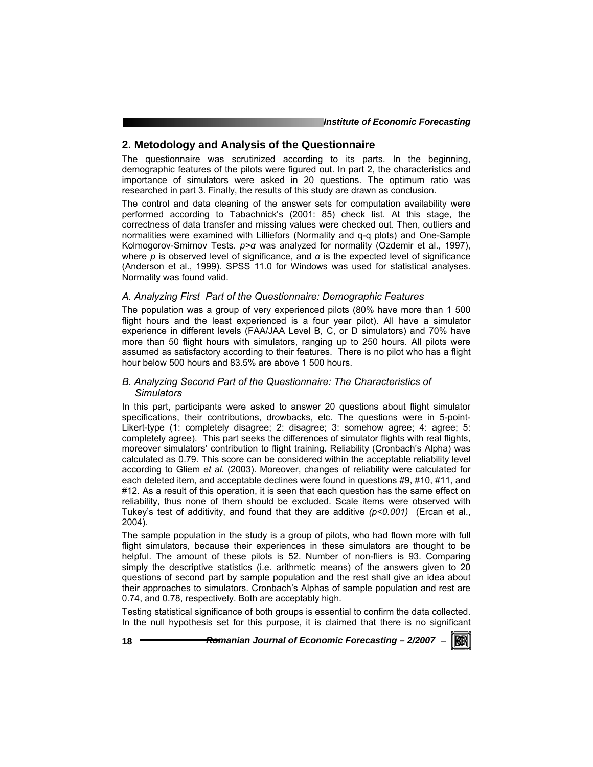## 2. Metodology and Analysis of the Questionnaire

The questionnaire was scrutinized according to its parts. In the beginning, demographic features of the pilots were figured out. In part 2, the characteristics and importance of simulators were asked in 20 questions. The optimum ratio was researched in part 3. Finally, the results of this study are drawn as conclusion.

The control and data cleaning of the answer sets for computation availability were performed according to Tabachnick's (2001: 85) check list. At this stage, the correctness of data transfer and missing values were checked out. Then, outliers and normalities were examined with Lilliefors (Normality and q-q plots) and One-Sample Kolmogorov-Smirnov Tests. $p>\alpha$ was analyzed for normality (Ozdemir et al., 1997), where $p$ is observed level of significance, and $\alpha$ is the expected level of significance (Anderson et al., 1999). SPSS 11.0 for Windows was used for statistical analyses. Normality was found valid.

### *A. Analyzing First Part of the Questionnaire: Demographic Features*

The population was a group of very experienced pilots (80% have more than 1 500 flight hours and the least experienced is a four year pilot). All have a simulator experience in different levels (FAA/JAA Level B, C, or D simulators) and 70% have more than 50 flight hours with simulators, ranging up to 250 hours. All pilots were assumed as satisfactory according to their features. There is no pilot who has a flight hour below 500 hours and 83.5% are above 1 500 hours.

### *B. Analyzing Second Part of the Questionnaire: The Characteristics of Simulators*

In this part, participants were asked to answer 20 questions about flight simulator specifications, their contributions, drowbacks, etc. The questions were in 5-point-Likert-type (1: completely disagree; 2: disagree; 3: somehow agree; 4: agree; 5: completely agree). This part seeks the differences of simulator flights with real flights, moreover simulators' contribution to flight training. Reliability (Cronbach's Alpha) was calculated as 0.79. This score can be considered within the acceptable reliability level according to Gliem *et al.* (2003). Moreover, changes of reliability were calculated for each deleted item, and acceptable declines were found in questions #9, #10, #11, and #12. As a result of this operation, it is seen that each question has the same effect on reliability, thus none of them should be excluded. Scale items were observed with Tukey's test of additivity, and found that they are additive *($p<0.001$)* (Ercan et al., 2004).

The sample population in the study is a group of pilots, who had flown more with full flight simulators, because their experiences in these simulators are thought to be helpful. The amount of these pilots is 52. Number of non-fliers is 93. Comparing simply the descriptive statistics (i.e. arithmetic means) of the answers given to 20 questions of second part by sample population and the rest shall give an idea about their approaches to simulators. Cronbach's Alphas of sample population and rest are 0.74, and 0.78, respectively. Both are acceptably high.

Testing statistical significance of both groups is essential to confirm the data collected. In the null hypothesis set for this purpose, it is claimed that there is no significant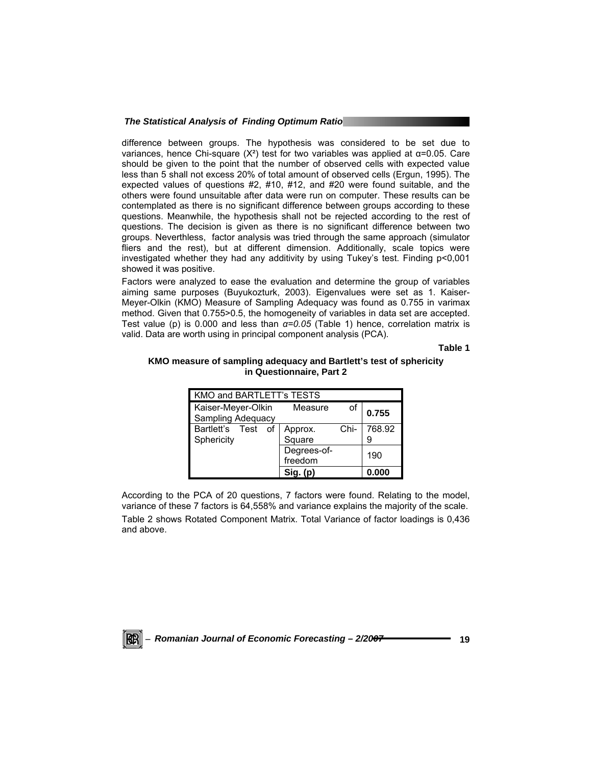difference between groups. The hypothesis was considered to be set due to variances, hence Chi-square ($X^2$) test for two variables was applied at $\alpha=0.05$. Care should be given to the point that the number of observed cells with expected value less than 5 shall not excess 20% of total amount of observed cells (Ergun, 1995). The expected values of questions #2, #10, #12, and #20 were found suitable, and the others were found unsuitable after data were run on computer. These results can be contemplated as there is no significant difference between groups according to these questions. Meanwhile, the hypothesis shall not be rejected according to the rest of questions. The decision is given as there is no significant difference between two groups. Neverthless, factor analysis was tried through the same approach (simulator fliers and the rest), but at different dimension. Additionally, scale topics were investigated whether they had any additivity by using Tukey's test. Finding $p<0{,}001$ showed it was positive.

Factors were analyzed to ease the evaluation and determine the group of variables aiming same purposes (Buyukozturk, 2003). Eigenvalues were set as 1. Kaiser-Meyer-Olkin (KMO) Measure of Sampling Adequacy was found as 0.755 in varimax method. Given that 0.755>0.5, the homogeneity of variables in data set are accepted. Test value (p) is 0.000 and less than $\alpha=0.05$ (Table 1) hence, correlation matrix is valid. Data are worth using in principal component analysis (PCA).

**Table 1**

**KMO measure of sampling adequacy and Bartlett's test of sphericity in Questionnaire, Part 2**

| KMO and BARTLETT's TESTS | | |
|---|---|---|
| Kaiser-Meyer-Olkin Measure of Sampling Adequacy | | **0.755** |
| Bartlett's Test of Sphericity | Approx. Chi-Square | 768.929 |
| | Degrees-of-freedom | 190 |
| | **Sig. (p)** | **0.000** |

According to the PCA of 20 questions, 7 factors were found. Relating to the model, variance of these 7 factors is 64,558% and variance explains the majority of the scale.

Table 2 shows Rotated Component Matrix. Total Variance of factor loadings is 0,436 and above.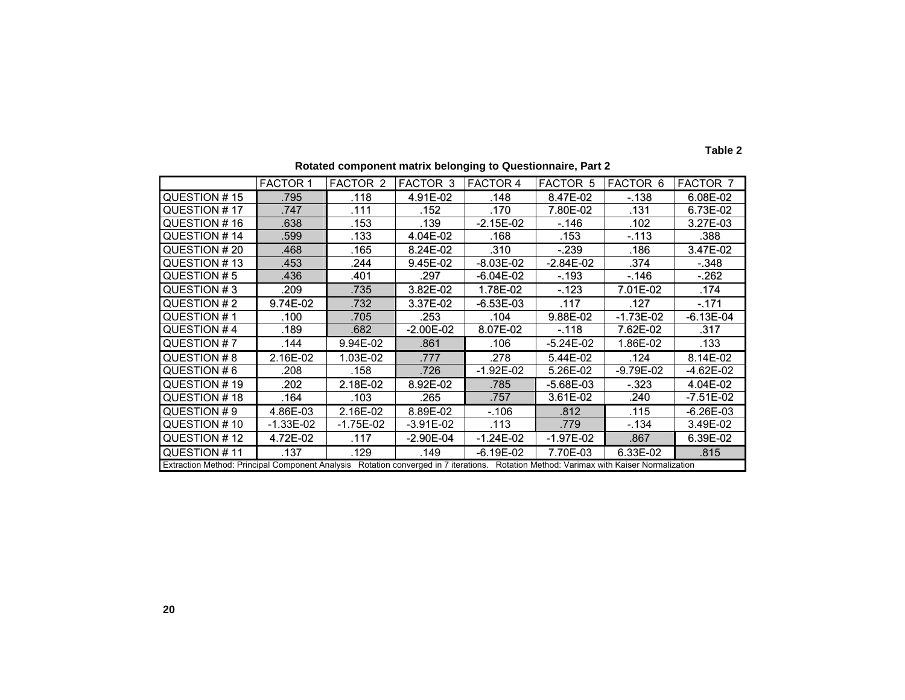Table 2

**Rotated component matrix belonging to Questionnaire, Part 2**

| | FACTOR 1 | FACTOR 2 | FACTOR 3 | FACTOR 4 | FACTOR 5 | FACTOR 6 | FACTOR 7 |
|---|---|---|---|---|---|---|---|
| QUESTION # 15 | .795 | .118 | 4.91E-02 | .148 | 8.47E-02 | -.138 | 6.08E-02 |
| QUESTION # 17 | .747 | .111 | .152 | .170 | 7.80E-02 | .131 | 6.73E-02 |
| QUESTION # 16 | .638 | .153 | .139 | -2.15E-02 | -.146 | .102 | 3.27E-03 |
| QUESTION # 14 | .599 | .133 | 4.04E-02 | .168 | .153 | -.113 | .388 |
| QUESTION # 20 | .468 | .165 | 8.24E-02 | .310 | -.239 | .186 | 3.47E-02 |
| QUESTION # 13 | .453 | .244 | 9.45E-02 | -8.03E-02 | -2.84E-02 | .374 | -.348 |
| QUESTION # 5 | .436 | .401 | .297 | -6.04E-02 | -.193 | -.146 | -.262 |
| QUESTION # 3 | .209 | .735 | 3.82E-02 | 1.78E-02 | -.123 | 7.01E-02 | .174 |
| QUESTION # 2 | 9.74E-02 | .732 | 3.37E-02 | -6.53E-03 | .117 | .127 | -.171 |
| QUESTION # 1 | .100 | .705 | .253 | .104 | 9.88E-02 | -1.73E-02 | -6.13E-04 |
| QUESTION # 4 | .189 | .682 | -2.00E-02 | 8.07E-02 | -.118 | 7.62E-02 | .317 |
| QUESTION # 7 | .144 | 9.94E-02 | .861 | .106 | -5.24E-02 | 1.86E-02 | .133 |
| QUESTION # 8 | 2.16E-02 | 1.03E-02 | .777 | .278 | 5.44E-02 | .124 | 8.14E-02 |
| QUESTION # 6 | .208 | .158 | .726 | -1.92E-02 | 5.26E-02 | -9.79E-02 | -4.62E-02 |
| QUESTION # 19 | .202 | 2.18E-02 | 8.92E-02 | .785 | -5.68E-03 | -.323 | 4.04E-02 |
| QUESTION # 18 | .164 | .103 | .265 | .757 | 3.61E-02 | .240 | -7.51E-02 |
| QUESTION # 9 | 4.86E-03 | 2.16E-02 | 8.89E-02 | -.106 | .812 | .115 | -6.26E-03 |
| QUESTION # 10 | -1.33E-02 | -1.75E-02 | -3.91E-02 | .113 | .779 | -.134 | 3.49E-02 |
| QUESTION # 12 | 4.72E-02 | .117 | -2.90E-04 | -1.24E-02 | -1.97E-02 | .867 | 6.39E-02 |
| QUESTION # 11 | .137 | .129 | .149 | -6.19E-02 | 7.70E-03 | 6.33E-02 | .815 |

Extraction Method: Principal Component Analysis Rotation converged in 7 iterations. Rotation Method: Varimax with Kaiser Normalization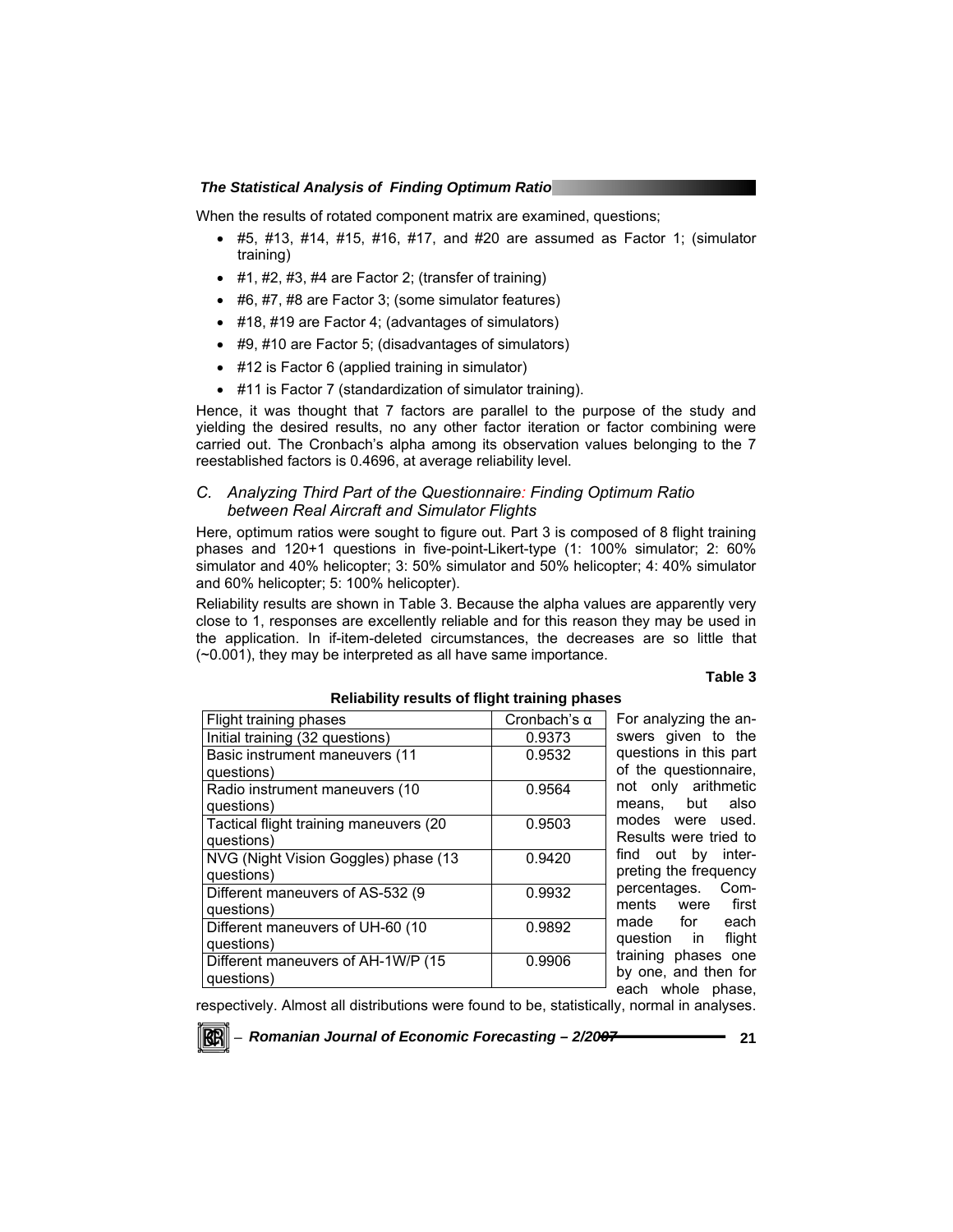When the results of rotated component matrix are examined, questions;

- #5, #13, #14, #15, #16, #17, and #20 are assumed as Factor 1; (simulator training)
- #1, #2, #3, #4 are Factor 2; (transfer of training)
- #6, #7, #8 are Factor 3; (some simulator features)
- #18, #19 are Factor 4; (advantages of simulators)
- #9, #10 are Factor 5; (disadvantages of simulators)
- #12 is Factor 6 (applied training in simulator)
- #11 is Factor 7 (standardization of simulator training).

Hence, it was thought that 7 factors are parallel to the purpose of the study and yielding the desired results, no any other factor iteration or factor combining were carried out. The Cronbach's alpha among its observation values belonging to the 7 reestablished factors is 0.4696, at average reliability level.

### *C. Analyzing Third Part of the Questionnaire: Finding Optimum Ratio between Real Aircraft and Simulator Flights*

Here, optimum ratios were sought to figure out. Part 3 is composed of 8 flight training phases and 120+1 questions in five-point-Likert-type (1: 100% simulator; 2: 60% simulator and 40% helicopter; 3: 50% simulator and 50% helicopter; 4: 40% simulator and 60% helicopter; 5: 100% helicopter).

Reliability results are shown in Table 3. Because the alpha values are apparently very close to 1, responses are excellently reliable and for this reason they may be used in the application. In if-item-deleted circumstances, the decreases are so little that (~0.001), they may be interpreted as all have same importance.

**Table 3**

**Reliability results of flight training phases**

| Flight training phases | Cronbach's α |
|---|---|
| Initial training (32 questions) | 0.9373 |
| Basic instrument maneuvers (11 questions) | 0.9532 |
| Radio instrument maneuvers (10 questions) | 0.9564 |
| Tactical flight training maneuvers (20 questions) | 0.9503 |
| NVG (Night Vision Goggles) phase (13 questions) | 0.9420 |
| Different maneuvers of AS-532 (9 questions) | 0.9932 |
| Different maneuvers of UH-60 (10 questions) | 0.9892 |
| Different maneuvers of AH-1W/P (15 questions) | 0.9906 |

For analyzing the answers given to the questions in this part of the questionnaire, not only arithmetic means, but also modes were used. Results were tried to find out by interpreting the frequency percentages. Comments were first made for each question in flight training phases one by one, and then for each whole phase, respectively. Almost all distributions were found to be, statistically, normal in analyses.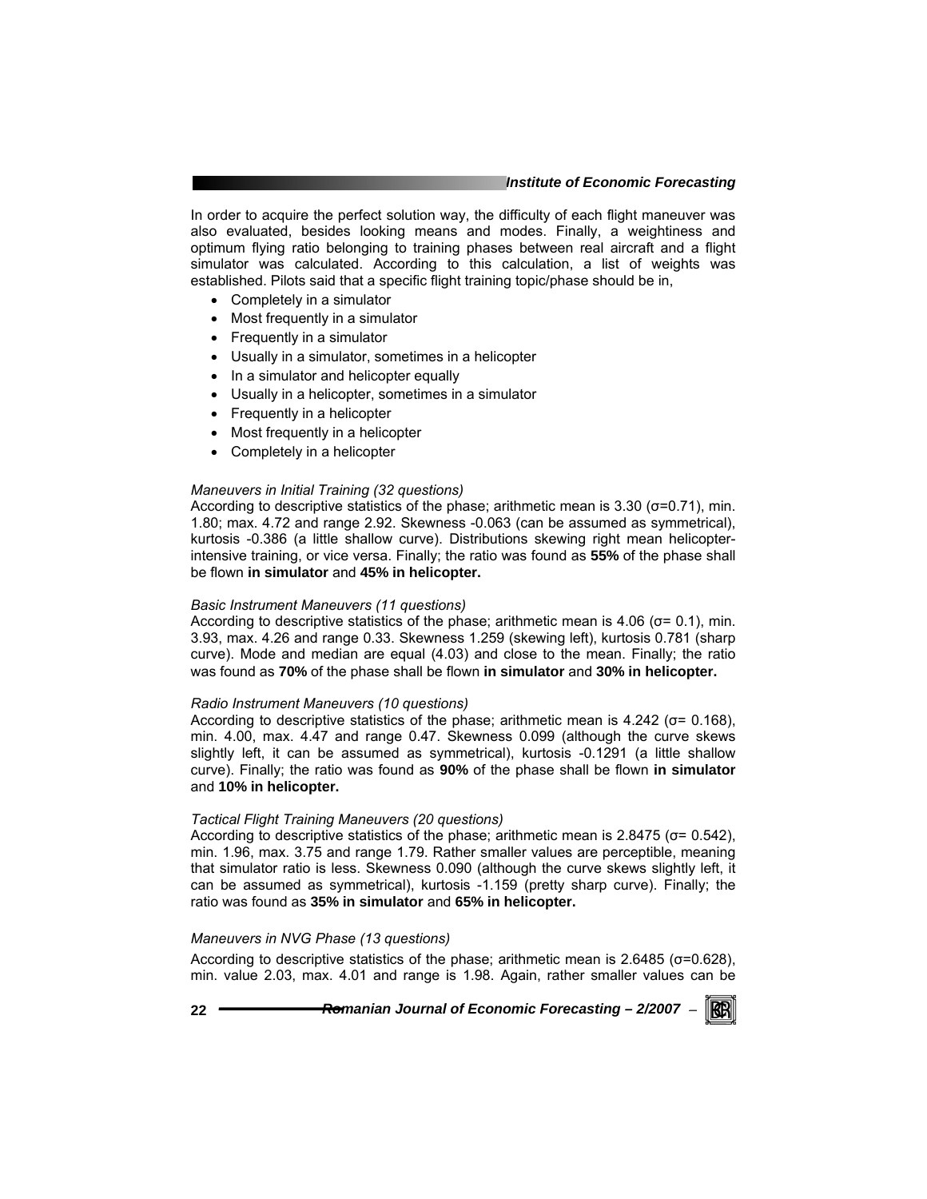In order to acquire the perfect solution way, the difficulty of each flight maneuver was also evaluated, besides looking means and modes. Finally, a weightiness and optimum flying ratio belonging to training phases between real aircraft and a flight simulator was calculated. According to this calculation, a list of weights was established. Pilots said that a specific flight training topic/phase should be in,

- Completely in a simulator
- Most frequently in a simulator
- Frequently in a simulator
- Usually in a simulator, sometimes in a helicopter
- In a simulator and helicopter equally
- Usually in a helicopter, sometimes in a simulator
- Frequently in a helicopter
- Most frequently in a helicopter
- Completely in a helicopter

*Maneuvers in Initial Training (32 questions)*

According to descriptive statistics of the phase; arithmetic mean is 3.30 ($\sigma$=0.71), min. 1.80; max. 4.72 and range 2.92. Skewness -0.063 (can be assumed as symmetrical), kurtosis -0.386 (a little shallow curve). Distributions skewing right mean helicopter-intensive training, or vice versa. Finally; the ratio was found as **55%** of the phase shall be flown **in simulator** and **45% in helicopter.**

*Basic Instrument Maneuvers (11 questions)*

According to descriptive statistics of the phase; arithmetic mean is 4.06 ($\sigma$= 0.1), min. 3.93, max. 4.26 and range 0.33. Skewness 1.259 (skewing left), kurtosis 0.781 (sharp curve). Mode and median are equal (4.03) and close to the mean. Finally; the ratio was found as **70%** of the phase shall be flown **in simulator** and **30% in helicopter.**

*Radio Instrument Maneuvers (10 questions)*

According to descriptive statistics of the phase; arithmetic mean is 4.242 ($\sigma$= 0.168), min. 4.00, max. 4.47 and range 0.47. Skewness 0.099 (although the curve skews slightly left, it can be assumed as symmetrical), kurtosis -0.1291 (a little shallow curve). Finally; the ratio was found as **90%** of the phase shall be flown **in simulator** and **10% in helicopter.**

*Tactical Flight Training Maneuvers (20 questions)*

According to descriptive statistics of the phase; arithmetic mean is 2.8475 ($\sigma$= 0.542), min. 1.96, max. 3.75 and range 1.79. Rather smaller values are perceptible, meaning that simulator ratio is less. Skewness 0.090 (although the curve skews slightly left, it can be assumed as symmetrical), kurtosis -1.159 (pretty sharp curve). Finally; the ratio was found as **35% in simulator** and **65% in helicopter.**

*Maneuvers in NVG Phase (13 questions)*

According to descriptive statistics of the phase; arithmetic mean is 2.6485 ($\sigma$=0.628), min. value 2.03, max. 4.01 and range is 1.98. Again, rather smaller values can be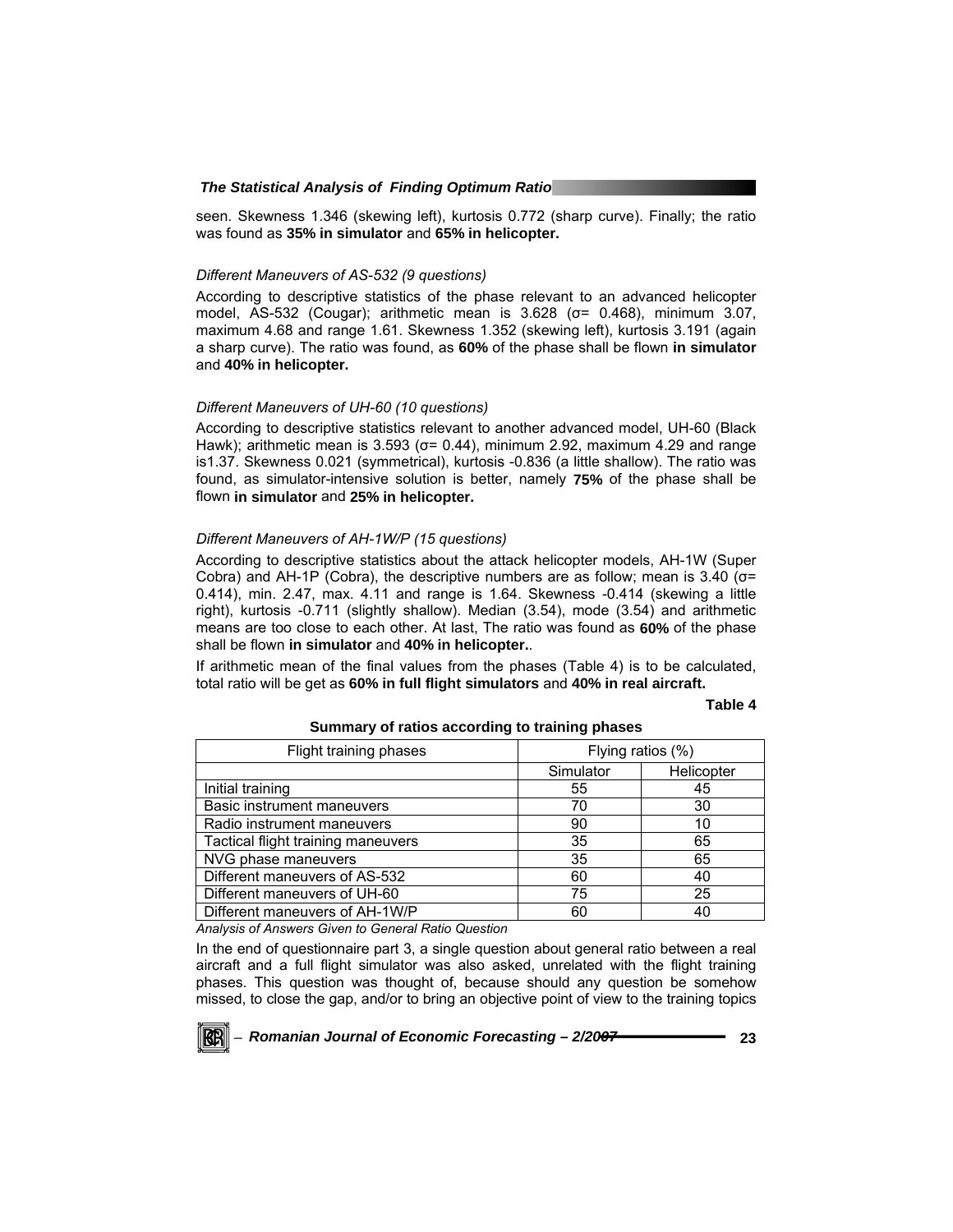seen. Skewness 1.346 (skewing left), kurtosis 0.772 (sharp curve). Finally; the ratio was found as **35% in simulator** and **65% in helicopter.**

*Different Maneuvers of AS-532 (9 questions)*

According to descriptive statistics of the phase relevant to an advanced helicopter model, AS-532 (Cougar); arithmetic mean is 3.628 (σ= 0.468), minimum 3.07, maximum 4.68 and range 1.61. Skewness 1.352 (skewing left), kurtosis 3.191 (again a sharp curve). The ratio was found, as **60%** of the phase shall be flown **in simulator** and **40% in helicopter.**

*Different Maneuvers of UH-60 (10 questions)*

According to descriptive statistics relevant to another advanced model, UH-60 (Black Hawk); arithmetic mean is 3.593 (σ= 0.44), minimum 2.92, maximum 4.29 and range is1.37. Skewness 0.021 (symmetrical), kurtosis -0.836 (a little shallow). The ratio was found, as simulator-intensive solution is better, namely **75%** of the phase shall be flown **in simulator** and **25% in helicopter.**

*Different Maneuvers of AH-1W/P (15 questions)*

According to descriptive statistics about the attack helicopter models, AH-1W (Super Cobra) and AH-1P (Cobra), the descriptive numbers are as follow; mean is 3.40 (σ= 0.414), min. 2.47, max. 4.11 and range is 1.64. Skewness -0.414 (skewing a little right), kurtosis -0.711 (slightly shallow). Median (3.54), mode (3.54) and arithmetic means are too close to each other. At last, The ratio was found as **60%** of the phase shall be flown **in simulator** and **40% in helicopter.**.

If arithmetic mean of the final values from the phases (Table 4) is to be calculated, total ratio will be get as **60% in full flight simulators** and **40% in real aircraft.**

**Table 4**

**Summary of ratios according to training phases**

| Flight training phases | Flying ratios (%) | |
|---|---|---|
| | Simulator | Helicopter |
| Initial training | 55 | 45 |
| Basic instrument maneuvers | 70 | 30 |
| Radio instrument maneuvers | 90 | 10 |
| Tactical flight training maneuvers | 35 | 65 |
| NVG phase maneuvers | 35 | 65 |
| Different maneuvers of AS-532 | 60 | 40 |
| Different maneuvers of UH-60 | 75 | 25 |
| Different maneuvers of AH-1W/P | 60 | 40 |

*Analysis of Answers Given to General Ratio Question*

In the end of questionnaire part 3, a single question about general ratio between a real aircraft and a full flight simulator was also asked, unrelated with the flight training phases. This question was thought of, because should any question be somehow missed, to close the gap, and/or to bring an objective point of view to the training topics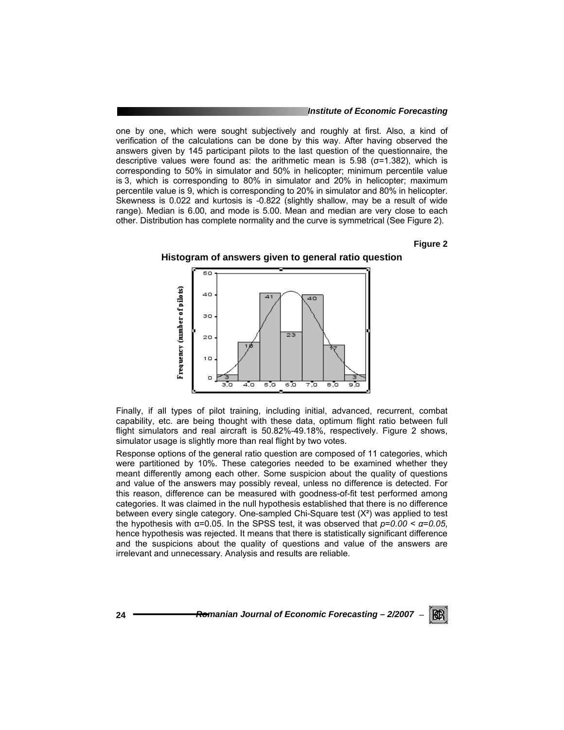one by one, which were sought subjectively and roughly at first. Also, a kind of verification of the calculations can be done by this way. After having observed the answers given by 145 participant pilots to the last question of the questionnaire, the descriptive values were found as: the arithmetic mean is 5.98 ($\sigma$=1.382), which is corresponding to 50% in simulator and 50% in helicopter; minimum percentile value is 3, which is corresponding to 80% in simulator and 20% in helicopter; maximum percentile value is 9, which is corresponding to 20% in simulator and 80% in helicopter. Skewness is 0.022 and kurtosis is -0.822 (slightly shallow, may be a result of wide range). Median is 6.00, and mode is 5.00. Mean and median are very close to each other. Distribution has complete normality and the curve is symmetrical (See Figure 2).

**Figure 2**

**Histogram of answers given to general ratio question**

Finally, if all types of pilot training, including initial, advanced, recurrent, combat capability, etc. are being thought with these data, optimum flight ratio between full flight simulators and real aircraft is 50.82%-49.18%, respectively. Figure 2 shows, simulator usage is slightly more than real flight by two votes.

Response options of the general ratio question are composed of 11 categories, which were partitioned by 10%. These categories needed to be examined whether they meant differently among each other. Some suspicion about the quality of questions and value of the answers may possibly reveal, unless no difference is detected. For this reason, difference can be measured with goodness-of-fit test performed among categories. It was claimed in the null hypothesis established that there is no difference between every single category. One-sampled Chi-Square test ($X^2$) was applied to test the hypothesis with $\alpha$=0.05. In the SPSS test, it was observed that $p=0.00 < \alpha=0.05$, hence hypothesis was rejected. It means that there is statistically significant difference and the suspicions about the quality of questions and value of the answers are irrelevant and unnecessary. Analysis and results are reliable.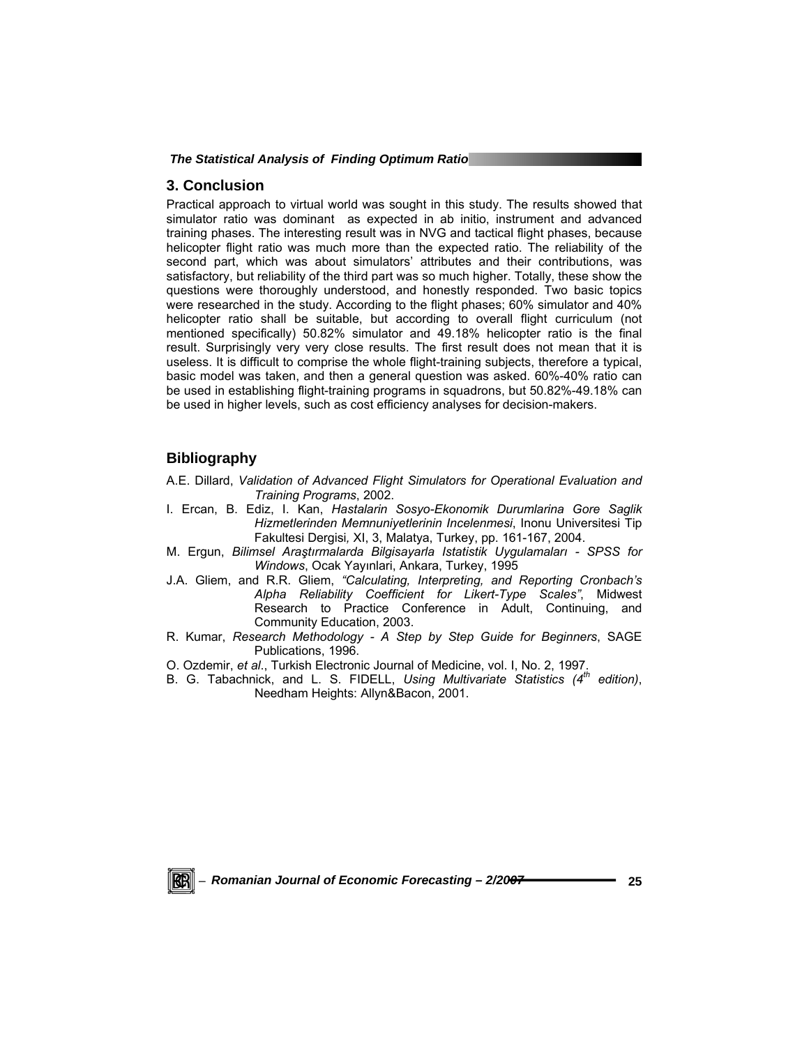## 3. Conclusion

Practical approach to virtual world was sought in this study. The results showed that simulator ratio was dominant as expected in ab initio, instrument and advanced training phases. The interesting result was in NVG and tactical flight phases, because helicopter flight ratio was much more than the expected ratio. The reliability of the second part, which was about simulators' attributes and their contributions, was satisfactory, but reliability of the third part was so much higher. Totally, these show the questions were thoroughly understood, and honestly responded. Two basic topics were researched in the study. According to the flight phases; 60% simulator and 40% helicopter ratio shall be suitable, but according to overall flight curriculum (not mentioned specifically) 50.82% simulator and 49.18% helicopter ratio is the final result. Surprisingly very very close results. The first result does not mean that it is useless. It is difficult to comprise the whole flight-training subjects, therefore a typical, basic model was taken, and then a general question was asked. 60%-40% ratio can be used in establishing flight-training programs in squadrons, but 50.82%-49.18% can be used in higher levels, such as cost efficiency analyses for decision-makers.

## Bibliography

A.E. Dillard, *Validation of Advanced Flight Simulators for Operational Evaluation and Training Programs*, 2002.

I. Ercan, B. Ediz, I. Kan, *Hastalarin Sosyo-Ekonomik Durumlarina Gore Saglik Hizmetlerinden Memnuniyetlerinin Incelenmesi*, Inonu Universitesi Tip Fakultesi Dergisi, XI, 3, Malatya, Turkey, pp. 161-167, 2004.

M. Ergun, *Bilimsel Araştırmalarda Bilgisayarla Istatistik Uygulamaları - SPSS for Windows*, Ocak Yayınlari, Ankara, Turkey, 1995

J.A. Gliem, and R.R. Gliem, *"Calculating, Interpreting, and Reporting Cronbach's Alpha Reliability Coefficient for Likert-Type Scales"*, Midwest Research to Practice Conference in Adult, Continuing, and Community Education, 2003.

R. Kumar, *Research Methodology - A Step by Step Guide for Beginners*, SAGE Publications, 1996.

O. Ozdemir, *et al*., Turkish Electronic Journal of Medicine, vol. I, No. 2, 1997.

B. G. Tabachnick, and L. S. FIDELL, *Using Multivariate Statistics (4th edition)*, Needham Heights: Allyn&Bacon, 2001.